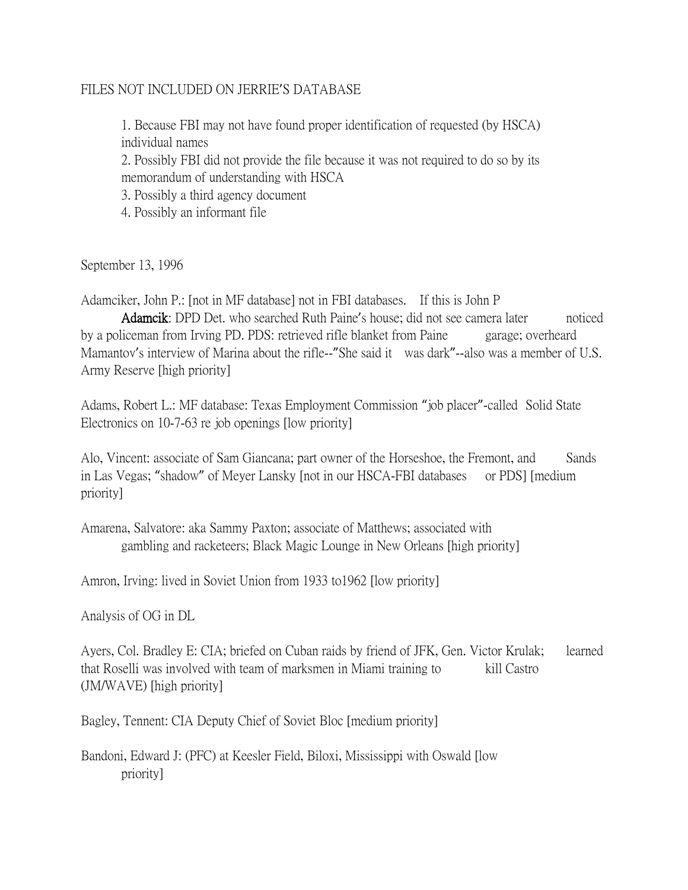FILES NOT INCLUDED ON JERRIE'S DATABASE

1. Because FBI may not have found proper identification of requested (by HSCA) individual names
2. Possibly FBI did not provide the file because it was not required to do so by its memorandum of understanding with HSCA
3. Possibly a third agency document
4. Possibly an informant file

September 13, 1996

Adamciker, John P.: [not in MF database] not in FBI databases. If this is John P **Adamcik**: DPD Det. who searched Ruth Paine's house; did not see camera later noticed by a policeman from Irving PD. PDS: retrieved rifle blanket from Paine garage; overheard Mamantov's interview of Marina about the rifle--"She said it was dark"--also was a member of U.S. Army Reserve [high priority]

Adams, Robert L.: MF database: Texas Employment Commission "job placer"-called Solid State Electronics on 10-7-63 re job openings [low priority]

Alo, Vincent: associate of Sam Giancana; part owner of the Horseshoe, the Fremont, and Sands in Las Vegas; "shadow" of Meyer Lansky [not in our HSCA-FBI databases or PDS] [medium priority]

Amarena, Salvatore: aka Sammy Paxton; associate of Matthews; associated with gambling and racketeers; Black Magic Lounge in New Orleans [high priority]

Amron, Irving: lived in Soviet Union from 1933 to1962 [low priority]

Analysis of OG in DL

Ayers, Col. Bradley E: CIA; briefed on Cuban raids by friend of JFK, Gen. Victor Krulak; learned that Roselli was involved with team of marksmen in Miami training to kill Castro (JM/WAVE) [high priority]

Bagley, Tennent: CIA Deputy Chief of Soviet Bloc [medium priority]

Bandoni, Edward J: (PFC) at Keesler Field, Biloxi, Mississippi with Oswald [low priority]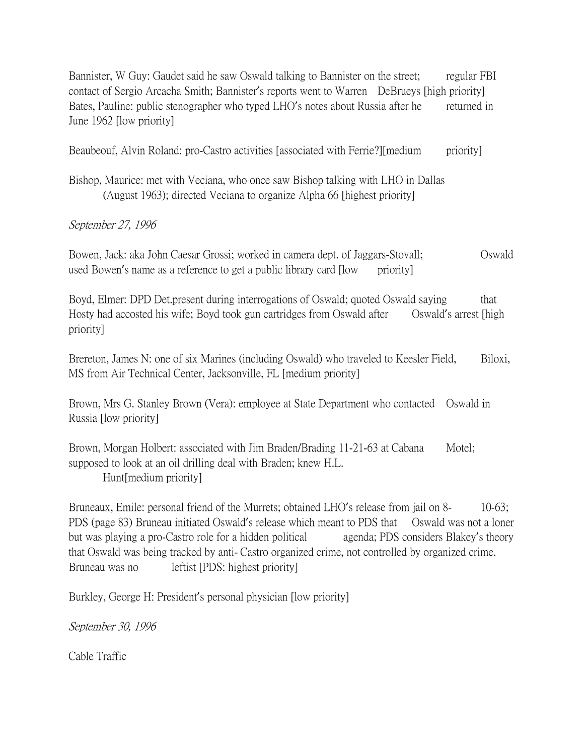Bannister, W Guy: Gaudet said he saw Oswald talking to Bannister on the street; regular FBI contact of Sergio Arcacha Smith; Bannister's reports went to Warren DeBrueys [high priority]

Bates, Pauline: public stenographer who typed LHO's notes about Russia after he returned in June 1962 [low priority]

Beaubeouf, Alvin Roland: pro-Castro activities [associated with Ferrie?][medium priority]

Bishop, Maurice: met with Veciana, who once saw Bishop talking with LHO in Dallas (August 1963); directed Veciana to organize Alpha 66 [highest priority]

*September 27, 1996*

Bowen, Jack: aka John Caesar Grossi; worked in camera dept. of Jaggars-Stovall; Oswald used Bowen's name as a reference to get a public library card [low priority]

Boyd, Elmer: DPD Det.present during interrogations of Oswald; quoted Oswald saying that Hosty had accosted his wife; Boyd took gun cartridges from Oswald after Oswald's arrest [high priority]

Brereton, James N: one of six Marines (including Oswald) who traveled to Keesler Field, Biloxi, MS from Air Technical Center, Jacksonville, FL [medium priority]

Brown, Mrs G. Stanley Brown (Vera): employee at State Department who contacted Oswald in Russia [low priority]

Brown, Morgan Holbert: associated with Jim Braden/Brading 11-21-63 at Cabana Motel; supposed to look at an oil drilling deal with Braden; knew H.L. Hunt[medium priority]

Bruneaux, Emile: personal friend of the Murrets; obtained LHO's release from jail on 8-10-63; PDS (page 83) Bruneau initiated Oswald's release which meant to PDS that Oswald was not a loner but was playing a pro-Castro role for a hidden political agenda; PDS considers Blakey's theory that Oswald was being tracked by anti- Castro organized crime, not controlled by organized crime. Bruneau was no leftist [PDS: highest priority]

Burkley, George H: President's personal physician [low priority]

*September 30, 1996*

Cable Traffic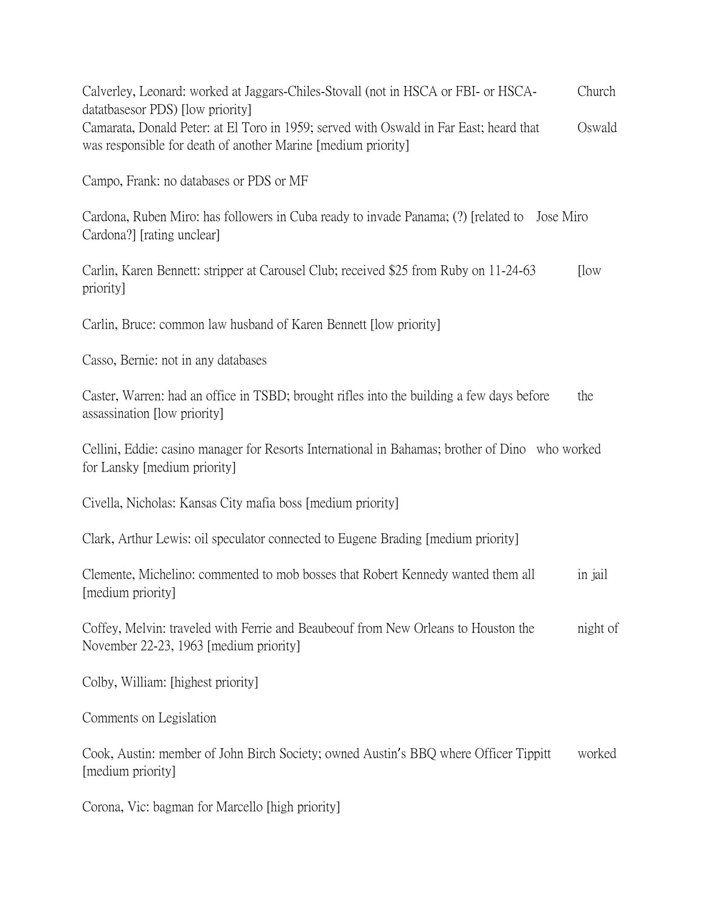Calverley, Leonard: worked at Jaggars-Chiles-Stovall (not in HSCA or FBI- or HSCA-Church datatbasesor PDS) [low priority]

Camarata, Donald Peter: at El Toro in 1959; served with Oswald in Far East; heard that Oswald was responsible for death of another Marine [medium priority]

Campo, Frank: no databases or PDS or MF

Cardona, Ruben Miro: has followers in Cuba ready to invade Panama; (?) [related to Jose Miro Cardona?] [rating unclear]

Carlin, Karen Bennett: stripper at Carousel Club; received $25 from Ruby on 11-24-63 [low priority]

Carlin, Bruce: common law husband of Karen Bennett [low priority]

Casso, Bernie: not in any databases

Caster, Warren: had an office in TSBD; brought rifles into the building a few days before the assassination [low priority]

Cellini, Eddie: casino manager for Resorts International in Bahamas; brother of Dino who worked for Lansky [medium priority]

Civella, Nicholas: Kansas City mafia boss [medium priority]

Clark, Arthur Lewis: oil speculator connected to Eugene Brading [medium priority]

Clemente, Michelino: commented to mob bosses that Robert Kennedy wanted them all in jail [medium priority]

Coffey, Melvin: traveled with Ferrie and Beaubeouf from New Orleans to Houston the night of November 22-23, 1963 [medium priority]

Colby, William: [highest priority]

Comments on Legislation

Cook, Austin: member of John Birch Society; owned Austin's BBQ where Officer Tippitt worked [medium priority]

Corona, Vic: bagman for Marcello [high priority]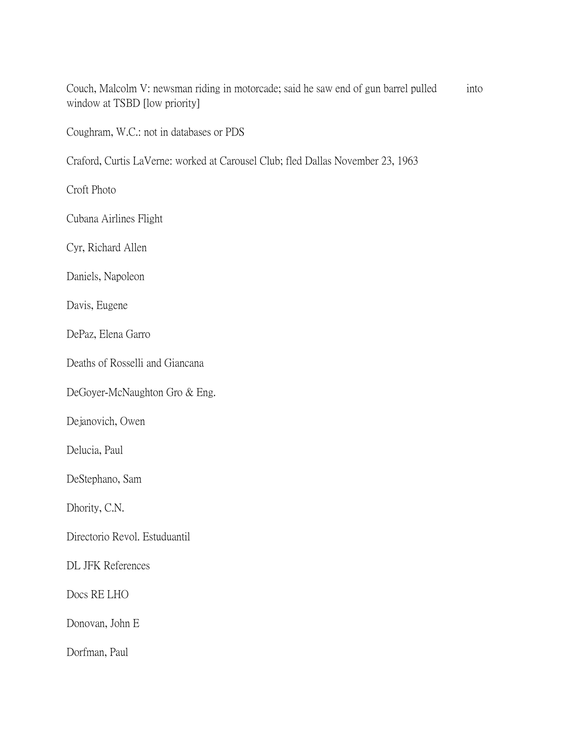Couch, Malcolm V: newsman riding in motorcade; said he saw end of gun barrel pulled into window at TSBD [low priority]

Coughram, W.C.: not in databases or PDS

Craford, Curtis LaVerne: worked at Carousel Club; fled Dallas November 23, 1963

Croft Photo

Cubana Airlines Flight

Cyr, Richard Allen

Daniels, Napoleon

Davis, Eugene

DePaz, Elena Garro

Deaths of Rosselli and Giancana

DeGoyer-McNaughton Gro & Eng.

Dejanovich, Owen

Delucia, Paul

DeStephano, Sam

Dhority, C.N.

Directorio Revol. Estuduantil

DL JFK References

Docs RE LHO

Donovan, John E

Dorfman, Paul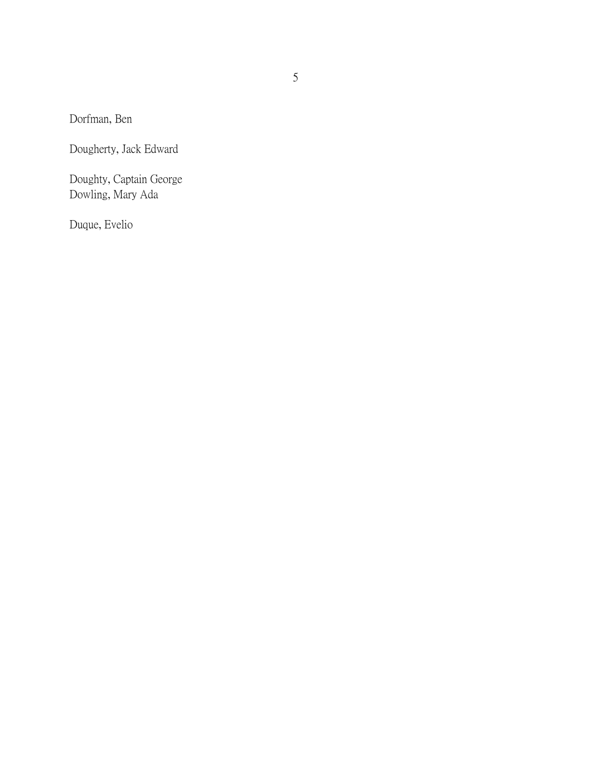Dorfman, Ben

Dougherty, Jack Edward

Doughty, Captain George
Dowling, Mary Ada

Duque, Evelio